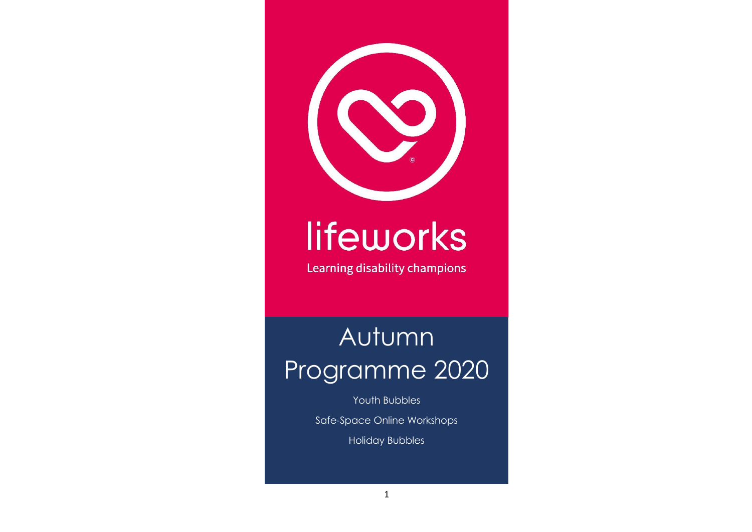# lifeworks

Learning disability champions

# Autumn Programme 2020

Youth Bubbles

Safe-Space Online Workshops

Holiday Bubbles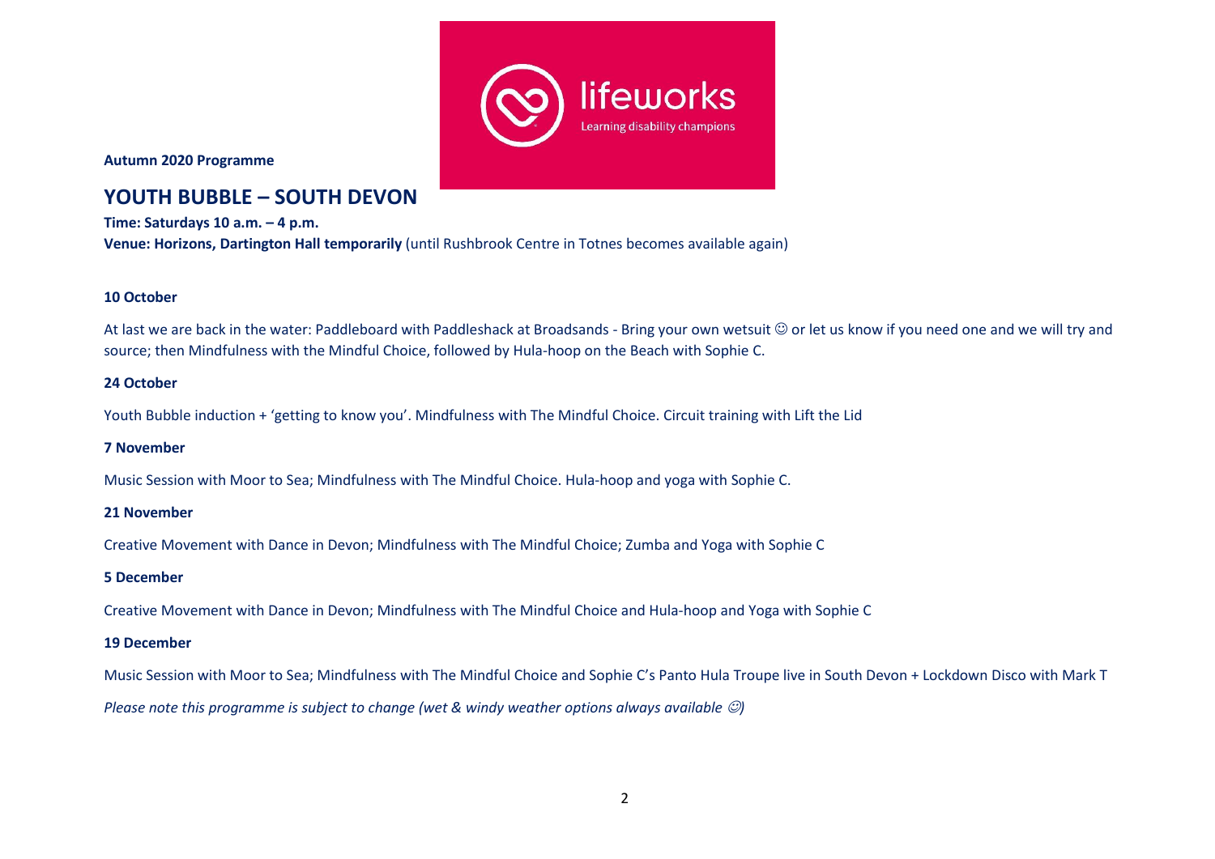**Autumn 2020 Programme**

# YOUTH BUBBLE – SOUTH DEVON

**Time: Saturdays 10 a.m. – 4 p.m.**
**Venue: Horizons, Dartington Hall temporarily** (until Rushbrook Centre in Totnes becomes available again)

**10 October**

At last we are back in the water: Paddleboard with Paddleshack at Broadsands - Bring your own wetsuit ☺ or let us know if you need one and we will try and source; then Mindfulness with the Mindful Choice, followed by Hula-hoop on the Beach with Sophie C.

**24 October**

Youth Bubble induction + 'getting to know you'. Mindfulness with The Mindful Choice. Circuit training with Lift the Lid

**7 November**

Music Session with Moor to Sea; Mindfulness with The Mindful Choice. Hula-hoop and yoga with Sophie C.

**21 November**

Creative Movement with Dance in Devon; Mindfulness with The Mindful Choice; Zumba and Yoga with Sophie C

**5 December**

Creative Movement with Dance in Devon; Mindfulness with The Mindful Choice and Hula-hoop and Yoga with Sophie C

**19 December**

Music Session with Moor to Sea; Mindfulness with The Mindful Choice and Sophie C's Panto Hula Troupe live in South Devon + Lockdown Disco with Mark T

*Please note this programme is subject to change (wet & windy weather options always available ☺)*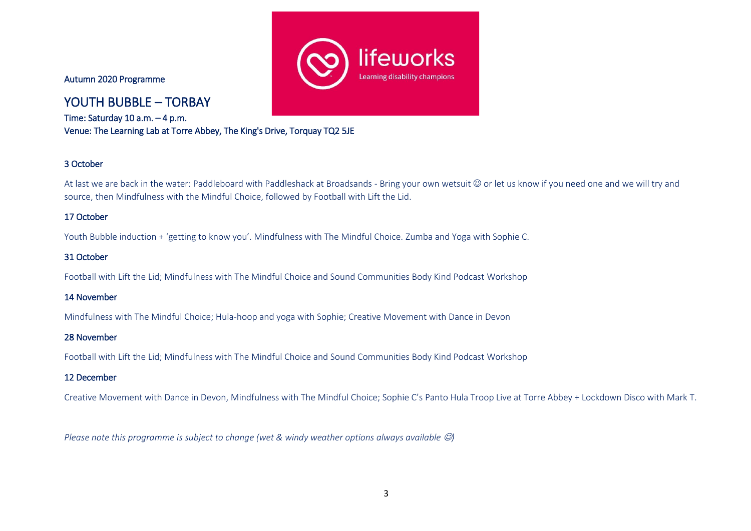Autumn 2020 Programme

# YOUTH BUBBLE – TORBAY

Time: Saturday 10 a.m. – 4 p.m.
Venue: The Learning Lab at Torre Abbey, The King's Drive, Torquay TQ2 5JE

## 3 October

At last we are back in the water: Paddleboard with Paddleshack at Broadsands - Bring your own wetsuit ☺ or let us know if you need one and we will try and source, then Mindfulness with the Mindful Choice, followed by Football with Lift the Lid.

## 17 October

Youth Bubble induction + 'getting to know you'. Mindfulness with The Mindful Choice. Zumba and Yoga with Sophie C.

## 31 October

Football with Lift the Lid; Mindfulness with The Mindful Choice and Sound Communities Body Kind Podcast Workshop

## 14 November

Mindfulness with The Mindful Choice; Hula-hoop and yoga with Sophie; Creative Movement with Dance in Devon

## 28 November

Football with Lift the Lid; Mindfulness with The Mindful Choice and Sound Communities Body Kind Podcast Workshop

## 12 December

Creative Movement with Dance in Devon, Mindfulness with The Mindful Choice; Sophie C's Panto Hula Troop Live at Torre Abbey + Lockdown Disco with Mark T.

*Please note this programme is subject to change (wet & windy weather options always available ☺)*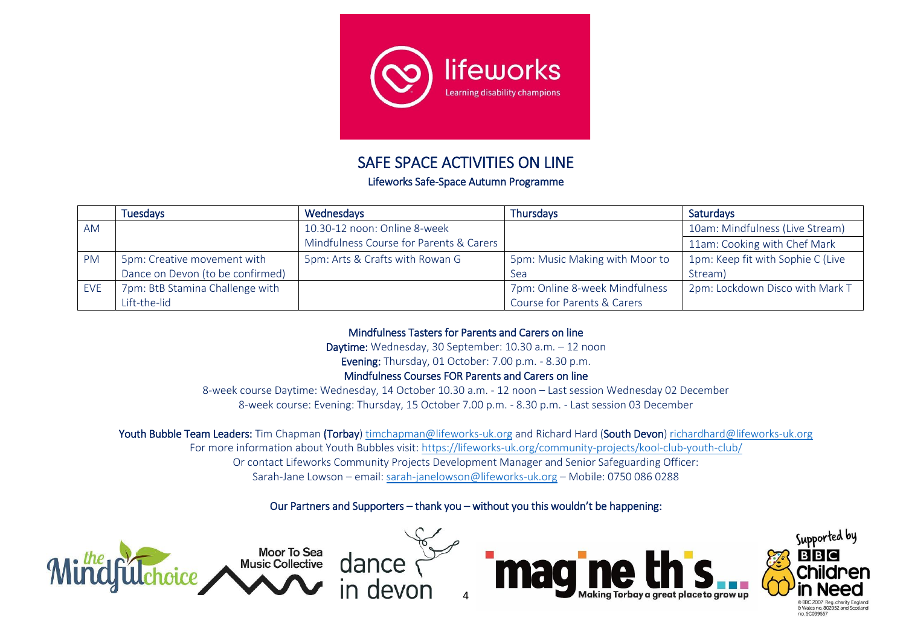# SAFE SPACE ACTIVITIES ON LINE

## Lifeworks Safe-Space Autumn Programme

| | Tuesdays | Wednesdays | Thursdays | Saturdays |
|---|---|---|---|---|
| AM | | 10.30-12 noon: Online 8-week Mindfulness Course for Parents & Carers | | 10am: Mindfulness (Live Stream)<br>11am: Cooking with Chef Mark |
| PM | 5pm: Creative movement with Dance on Devon (to be confirmed) | 5pm: Arts & Crafts with Rowan G | 5pm: Music Making with Moor to Sea | 1pm: Keep fit with Sophie C (Live Stream) |
| EVE | 7pm: BtB Stamina Challenge with Lift-the-lid | | 7pm: Online 8-week Mindfulness Course for Parents & Carers | 2pm: Lockdown Disco with Mark T |

### Mindfulness Tasters for Parents and Carers on line

**Daytime:** Wednesday, 30 September: 10.30 a.m. – 12 noon

**Evening:** Thursday, 01 October: 7.00 p.m. - 8.30 p.m.

### Mindfulness Courses FOR Parents and Carers on line

8-week course Daytime: Wednesday, 14 October 10.30 a.m. - 12 noon – Last session Wednesday 02 December

8-week course: Evening: Thursday, 15 October 7.00 p.m. - 8.30 p.m. - Last session 03 December

**Youth Bubble Team Leaders:** Tim Chapman (**Torbay**) timchapman@lifeworks-uk.org and Richard Hard (**South Devon**) richardhard@lifeworks-uk.org

For more information about Youth Bubbles visit: https://lifeworks-uk.org/community-projects/kool-club-youth-club/

Or contact Lifeworks Community Projects Development Manager and Senior Safeguarding Officer:

Sarah-Jane Lowson – email: sarah-janelowson@lifeworks-uk.org – Mobile: 0750 086 0288

Our Partners and Supporters – thank you – without you this wouldn't be happening: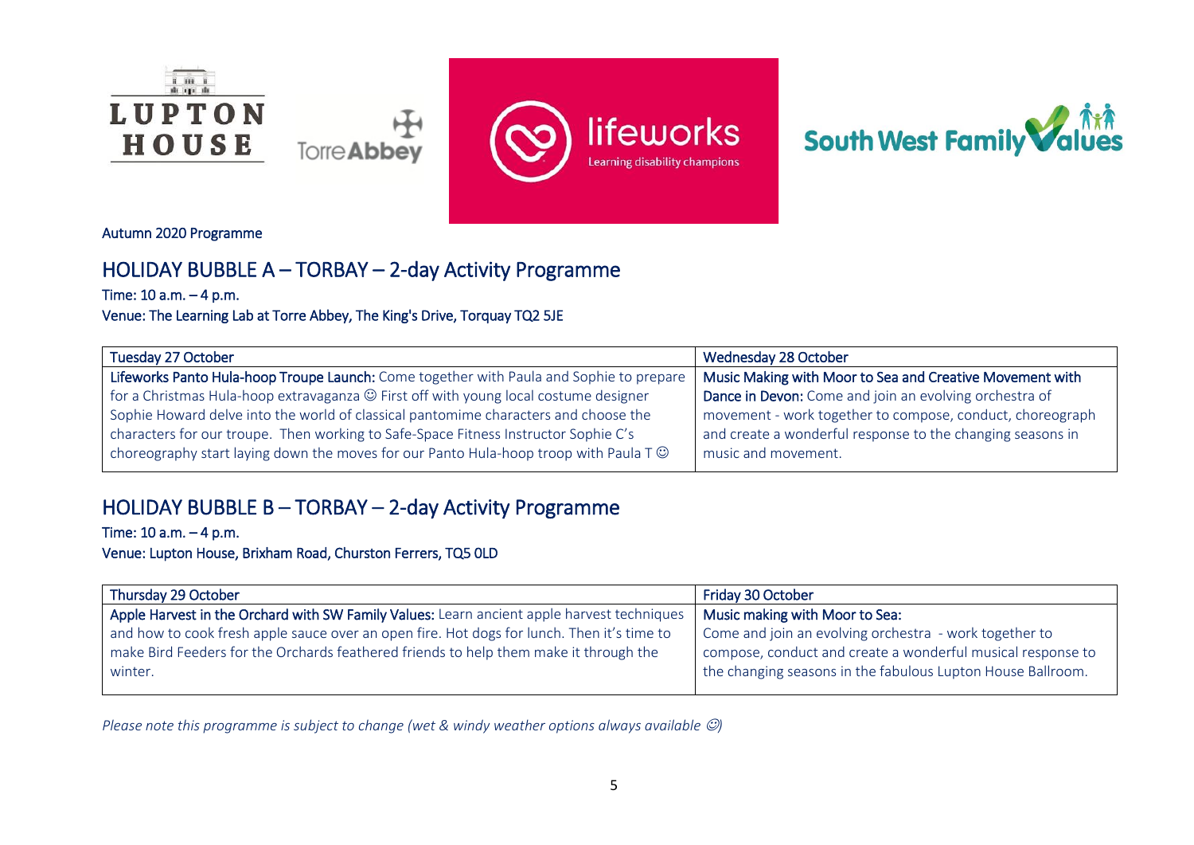Autumn 2020 Programme

## HOLIDAY BUBBLE A – TORBAY – 2-day Activity Programme

Time: 10 a.m. – 4 p.m.
Venue: The Learning Lab at Torre Abbey, The King's Drive, Torquay TQ2 5JE

| Tuesday 27 October | Wednesday 28 October |
|---|---|
| **Lifeworks Panto Hula-hoop Troupe Launch:** Come together with Paula and Sophie to prepare for a Christmas Hula-hoop extravaganza ☺ First off with young local costume designer Sophie Howard delve into the world of classical pantomime characters and choose the characters for our troupe. Then working to Safe-Space Fitness Instructor Sophie C's choreography start laying down the moves for our Panto Hula-hoop troop with Paula T ☺ | **Music Making with Moor to Sea and Creative Movement with Dance in Devon:** Come and join an evolving orchestra of movement - work together to compose, conduct, choreograph and create a wonderful response to the changing seasons in music and movement. |

## HOLIDAY BUBBLE B – TORBAY – 2-day Activity Programme

Time: 10 a.m. – 4 p.m.
Venue: Lupton House, Brixham Road, Churston Ferrers, TQ5 0LD

| Thursday 29 October | Friday 30 October |
|---|---|
| **Apple Harvest in the Orchard with SW Family Values:** Learn ancient apple harvest techniques and how to cook fresh apple sauce over an open fire. Hot dogs for lunch. Then it's time to make Bird Feeders for the Orchards feathered friends to help them make it through the winter. | **Music making with Moor to Sea:** Come and join an evolving orchestra - work together to compose, conduct and create a wonderful musical response to the changing seasons in the fabulous Lupton House Ballroom. |

*Please note this programme is subject to change (wet & windy weather options always available ☺)*